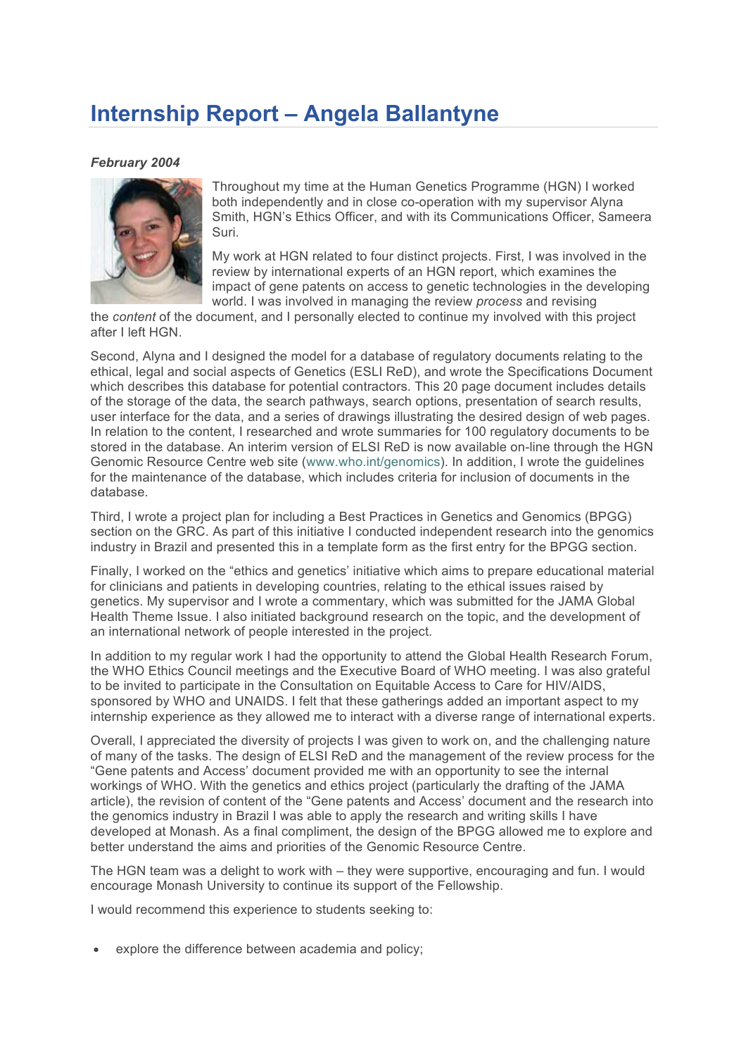# Internship Report – Angela Ballantyne

***February 2004***

Throughout my time at the Human Genetics Programme (HGN) I worked both independently and in close co-operation with my supervisor Alyna Smith, HGN's Ethics Officer, and with its Communications Officer, Sameera Suri.

My work at HGN related to four distinct projects. First, I was involved in the review by international experts of an HGN report, which examines the impact of gene patents on access to genetic technologies in the developing world. I was involved in managing the review *process* and revising the *content* of the document, and I personally elected to continue my involved with this project after I left HGN.

Second, Alyna and I designed the model for a database of regulatory documents relating to the ethical, legal and social aspects of Genetics (ESLI ReD), and wrote the Specifications Document which describes this database for potential contractors. This 20 page document includes details of the storage of the data, the search pathways, search options, presentation of search results, user interface for the data, and a series of drawings illustrating the desired design of web pages. In relation to the content, I researched and wrote summaries for 100 regulatory documents to be stored in the database. An interim version of ELSI ReD is now available on-line through the HGN Genomic Resource Centre web site (www.who.int/genomics). In addition, I wrote the guidelines for the maintenance of the database, which includes criteria for inclusion of documents in the database.

Third, I wrote a project plan for including a Best Practices in Genetics and Genomics (BPGG) section on the GRC. As part of this initiative I conducted independent research into the genomics industry in Brazil and presented this in a template form as the first entry for the BPGG section.

Finally, I worked on the "ethics and genetics' initiative which aims to prepare educational material for clinicians and patients in developing countries, relating to the ethical issues raised by genetics. My supervisor and I wrote a commentary, which was submitted for the JAMA Global Health Theme Issue. I also initiated background research on the topic, and the development of an international network of people interested in the project.

In addition to my regular work I had the opportunity to attend the Global Health Research Forum, the WHO Ethics Council meetings and the Executive Board of WHO meeting. I was also grateful to be invited to participate in the Consultation on Equitable Access to Care for HIV/AIDS, sponsored by WHO and UNAIDS. I felt that these gatherings added an important aspect to my internship experience as they allowed me to interact with a diverse range of international experts.

Overall, I appreciated the diversity of projects I was given to work on, and the challenging nature of many of the tasks. The design of ELSI ReD and the management of the review process for the "Gene patents and Access' document provided me with an opportunity to see the internal workings of WHO. With the genetics and ethics project (particularly the drafting of the JAMA article), the revision of content of the "Gene patents and Access' document and the research into the genomics industry in Brazil I was able to apply the research and writing skills I have developed at Monash. As a final compliment, the design of the BPGG allowed me to explore and better understand the aims and priorities of the Genomic Resource Centre.

The HGN team was a delight to work with – they were supportive, encouraging and fun. I would encourage Monash University to continue its support of the Fellowship.

I would recommend this experience to students seeking to:

- explore the difference between academia and policy;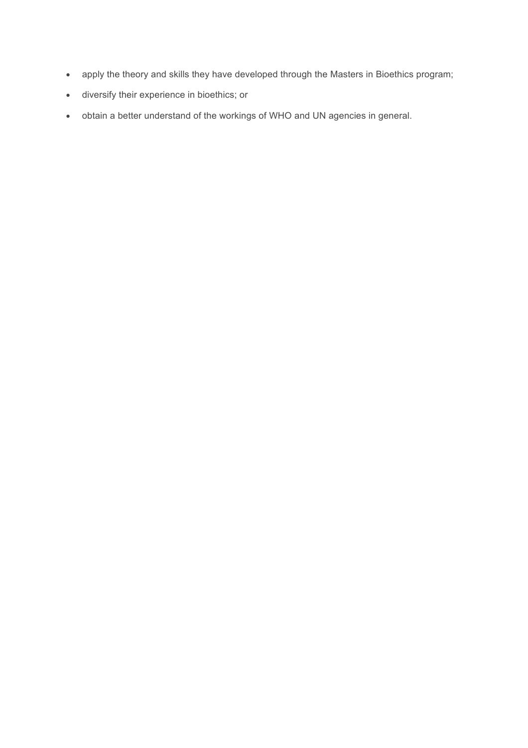- apply the theory and skills they have developed through the Masters in Bioethics program;
- diversify their experience in bioethics; or
- obtain a better understand of the workings of WHO and UN agencies in general.